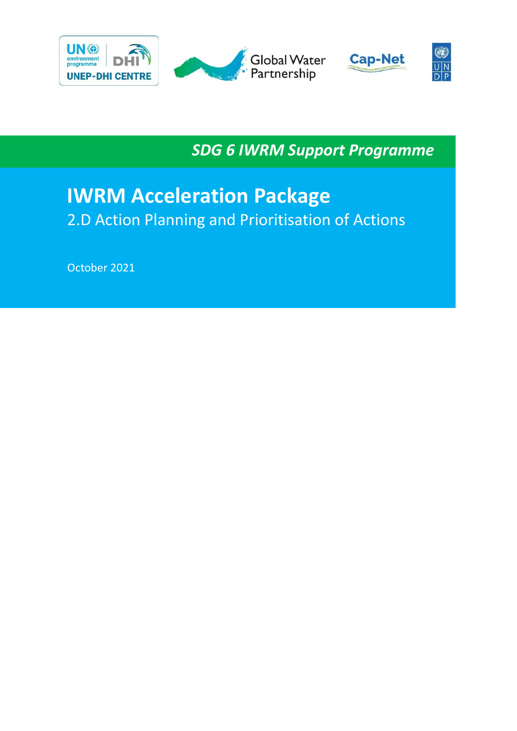UNEP-DHI CENTRE | Global Water Partnership | Cap-Net | UNDP

*SDG 6 IWRM Support Programme*

# IWRM Acceleration Package

## 2.D Action Planning and Prioritisation of Actions

October 2021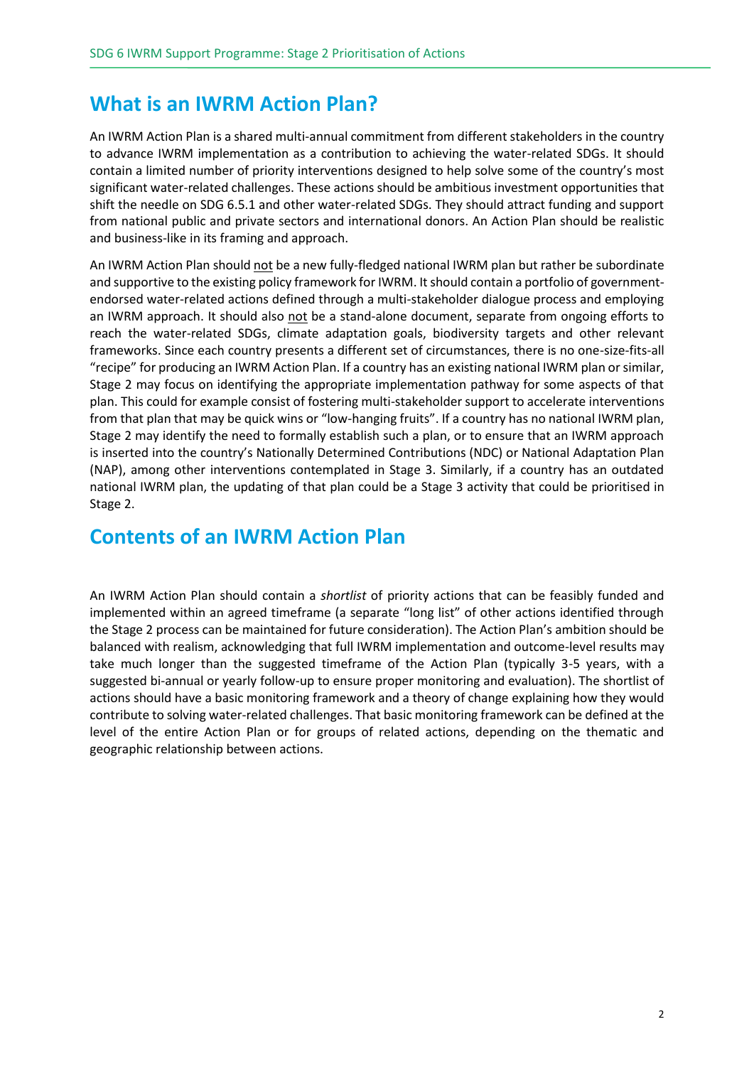## What is an IWRM Action Plan?

An IWRM Action Plan is a shared multi-annual commitment from different stakeholders in the country to advance IWRM implementation as a contribution to achieving the water-related SDGs. It should contain a limited number of priority interventions designed to help solve some of the country's most significant water-related challenges. These actions should be ambitious investment opportunities that shift the needle on SDG 6.5.1 and other water-related SDGs. They should attract funding and support from national public and private sectors and international donors. An Action Plan should be realistic and business-like in its framing and approach.

An IWRM Action Plan should <u>not</u> be a new fully-fledged national IWRM plan but rather be subordinate and supportive to the existing policy framework for IWRM. It should contain a portfolio of government-endorsed water-related actions defined through a multi-stakeholder dialogue process and employing an IWRM approach. It should also <u>not</u> be a stand-alone document, separate from ongoing efforts to reach the water-related SDGs, climate adaptation goals, biodiversity targets and other relevant frameworks. Since each country presents a different set of circumstances, there is no one-size-fits-all "recipe" for producing an IWRM Action Plan. If a country has an existing national IWRM plan or similar, Stage 2 may focus on identifying the appropriate implementation pathway for some aspects of that plan. This could for example consist of fostering multi-stakeholder support to accelerate interventions from that plan that may be quick wins or "low-hanging fruits". If a country has no national IWRM plan, Stage 2 may identify the need to formally establish such a plan, or to ensure that an IWRM approach is inserted into the country's Nationally Determined Contributions (NDC) or National Adaptation Plan (NAP), among other interventions contemplated in Stage 3. Similarly, if a country has an outdated national IWRM plan, the updating of that plan could be a Stage 3 activity that could be prioritised in Stage 2.

## Contents of an IWRM Action Plan

An IWRM Action Plan should contain a *shortlist* of priority actions that can be feasibly funded and implemented within an agreed timeframe (a separate "long list" of other actions identified through the Stage 2 process can be maintained for future consideration). The Action Plan's ambition should be balanced with realism, acknowledging that full IWRM implementation and outcome-level results may take much longer than the suggested timeframe of the Action Plan (typically 3-5 years, with a suggested bi-annual or yearly follow-up to ensure proper monitoring and evaluation). The shortlist of actions should have a basic monitoring framework and a theory of change explaining how they would contribute to solving water-related challenges. That basic monitoring framework can be defined at the level of the entire Action Plan or for groups of related actions, depending on the thematic and geographic relationship between actions.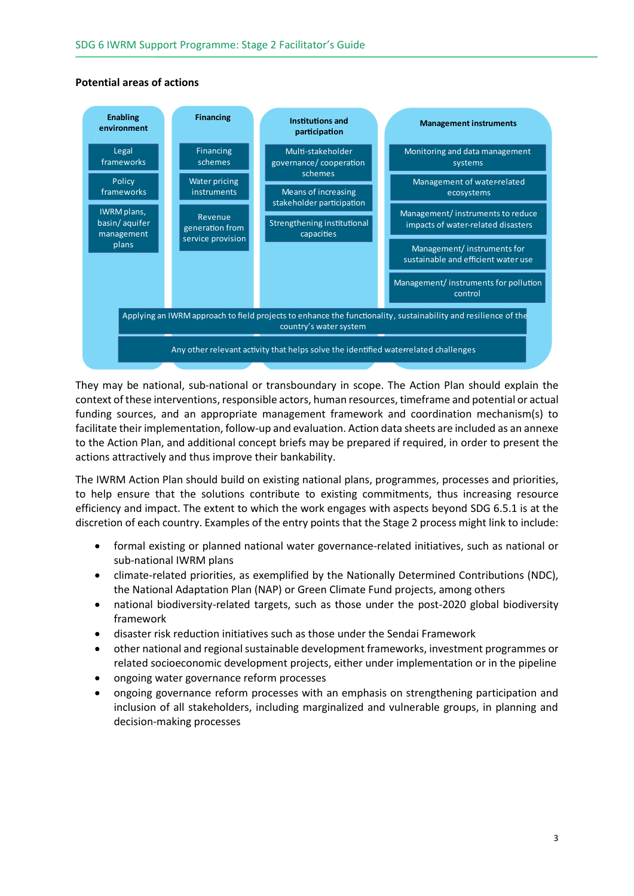**Potential areas of actions**

| Enabling environment | Financing | Institutions and participation | Management instruments |
|---|---|---|---|
| Legal frameworks | Financing schemes | Multi-stakeholder governance/ cooperation schemes | Monitoring and data management systems |
| Policy frameworks | Water pricing instruments | Means of increasing stakeholder participation | Management of water-related ecosystems |
| IWRM plans, basin/ aquifer management plans | Revenue generation from service provision | Strengthening institutional capacities | Management/ instruments to reduce impacts of water-related disasters |
| | | | Management/ instruments for sustainable and efficient water use |
| | | | Management/ instruments for pollution control |

Applying an IWRM approach to field projects to enhance the functionality, sustainability and resilience of the country's water system

Any other relevant activity that helps solve the identified water-related challenges

They may be national, sub-national or transboundary in scope. The Action Plan should explain the context of these interventions, responsible actors, human resources, timeframe and potential or actual funding sources, and an appropriate management framework and coordination mechanism(s) to facilitate their implementation, follow-up and evaluation. Action data sheets are included as an annexe to the Action Plan, and additional concept briefs may be prepared if required, in order to present the actions attractively and thus improve their bankability.

The IWRM Action Plan should build on existing national plans, programmes, processes and priorities, to help ensure that the solutions contribute to existing commitments, thus increasing resource efficiency and impact. The extent to which the work engages with aspects beyond SDG 6.5.1 is at the discretion of each country. Examples of the entry points that the Stage 2 process might link to include:

- formal existing or planned national water governance-related initiatives, such as national or sub-national IWRM plans
- climate-related priorities, as exemplified by the Nationally Determined Contributions (NDC), the National Adaptation Plan (NAP) or Green Climate Fund projects, among others
- national biodiversity-related targets, such as those under the post-2020 global biodiversity framework
- disaster risk reduction initiatives such as those under the Sendai Framework
- other national and regional sustainable development frameworks, investment programmes or related socioeconomic development projects, either under implementation or in the pipeline
- ongoing water governance reform processes
- ongoing governance reform processes with an emphasis on strengthening participation and inclusion of all stakeholders, including marginalized and vulnerable groups, in planning and decision-making processes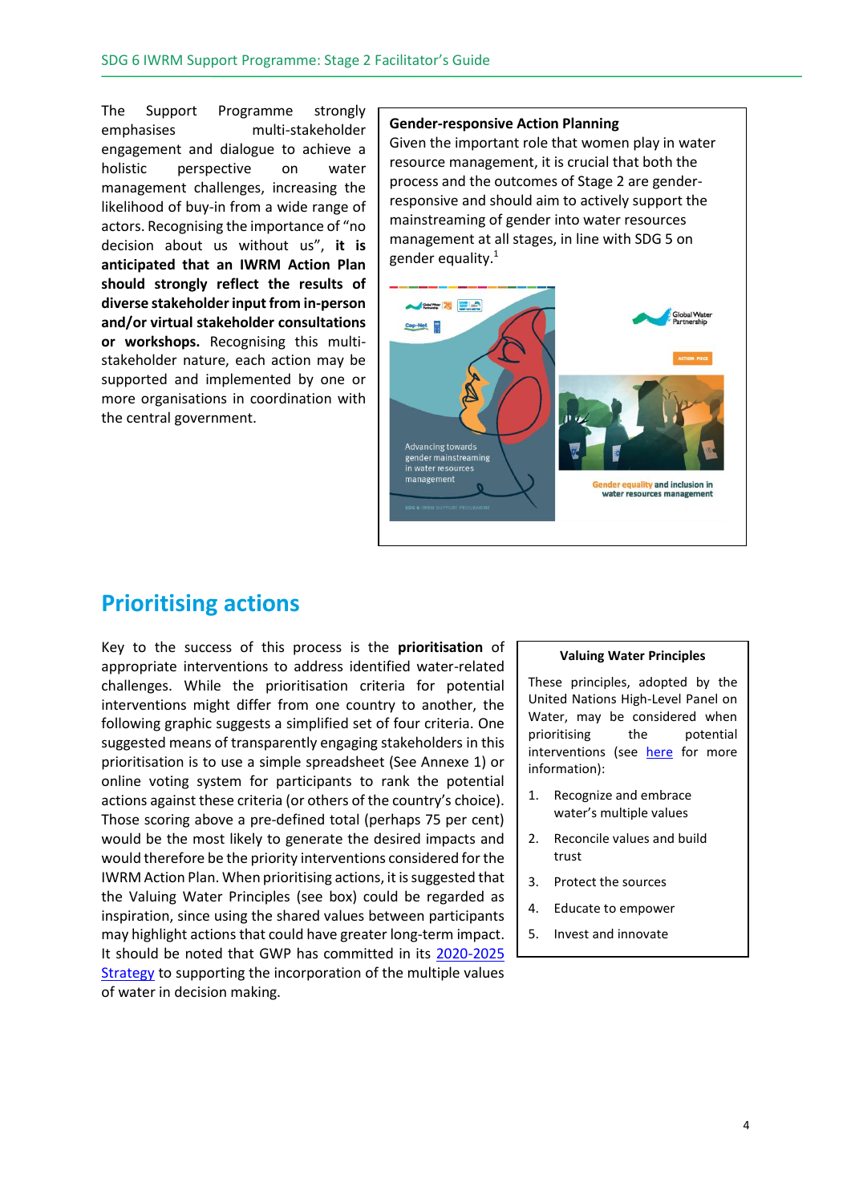The Support Programme strongly emphasises multi-stakeholder engagement and dialogue to achieve a holistic perspective on water management challenges, increasing the likelihood of buy-in from a wide range of actors. Recognising the importance of "no decision about us without us", **it is anticipated that an IWRM Action Plan should strongly reflect the results of diverse stakeholder input from in-person and/or virtual stakeholder consultations or workshops.** Recognising this multi-stakeholder nature, each action may be supported and implemented by one or more organisations in coordination with the central government.

> **Gender-responsive Action Planning**
>
> Given the important role that women play in water resource management, it is crucial that both the process and the outcomes of Stage 2 are gender-responsive and should aim to actively support the mainstreaming of gender into water resources management at all stages, in line with SDG 5 on gender equality.[1]

## Prioritising actions

Key to the success of this process is the **prioritisation** of appropriate interventions to address identified water-related challenges. While the prioritisation criteria for potential interventions might differ from one country to another, the following graphic suggests a simplified set of four criteria. One suggested means of transparently engaging stakeholders in this prioritisation is to use a simple spreadsheet (See Annexe 1) or online voting system for participants to rank the potential actions against these criteria (or others of the country's choice). Those scoring above a pre-defined total (perhaps 75 per cent) would be the most likely to generate the desired impacts and would therefore be the priority interventions considered for the IWRM Action Plan. When prioritising actions, it is suggested that the Valuing Water Principles (see box) could be regarded as inspiration, since using the shared values between participants may highlight actions that could have greater long-term impact. It should be noted that GWP has committed in its [2020-2025 Strategy]() to supporting the incorporation of the multiple values of water in decision making.

> **Valuing Water Principles**
>
> These principles, adopted by the United Nations High-Level Panel on Water, may be considered when prioritising the potential interventions (see [here]() for more information):
>
> 1. Recognize and embrace water's multiple values
> 2. Reconcile values and build trust
> 3. Protect the sources
> 4. Educate to empower
> 5. Invest and innovate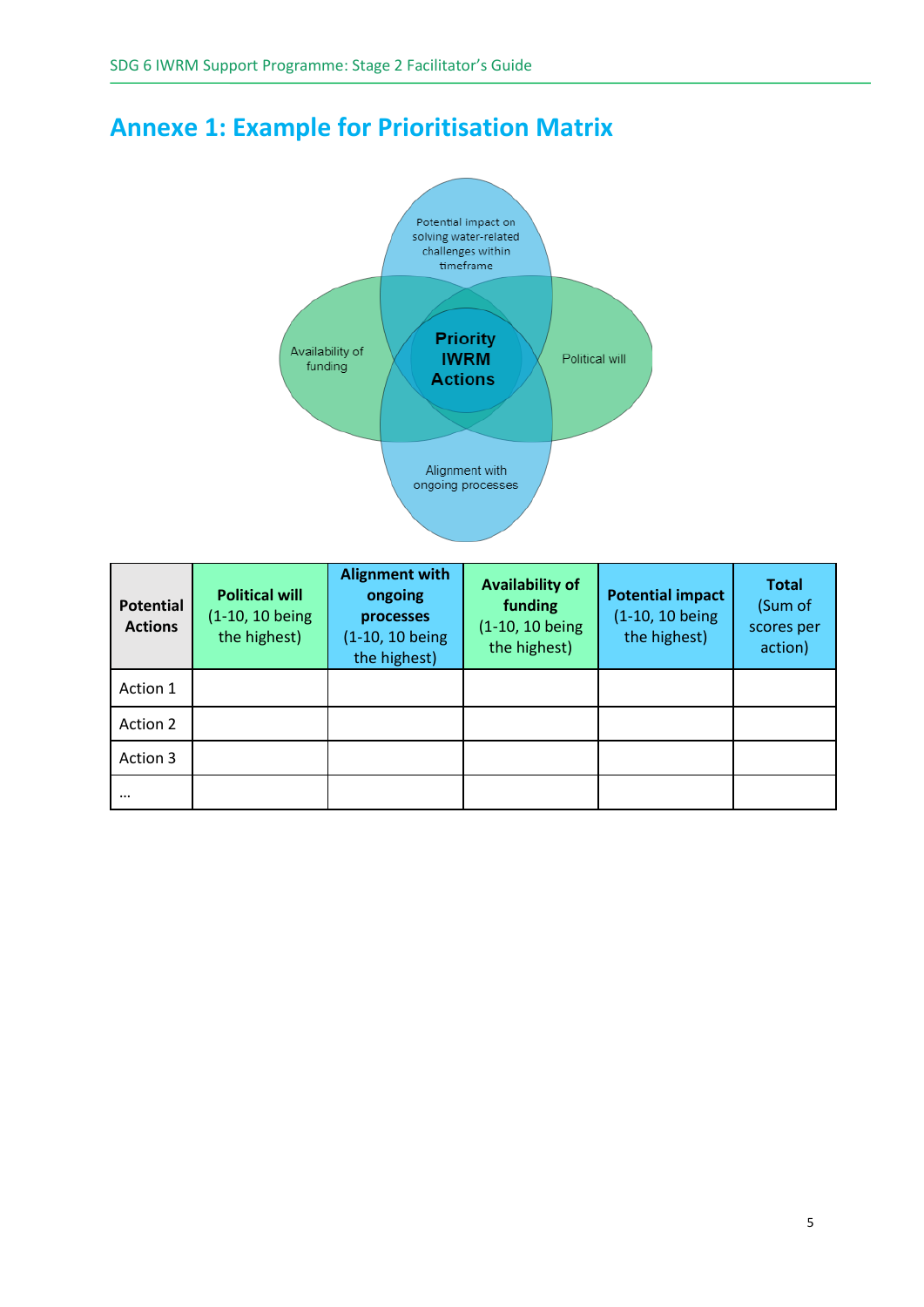# Annexe 1: Example for Prioritisation Matrix

Potential impact on solving water-related challenges within timeframe

Availability of funding

Priority IWRM Actions

Political will

Alignment with ongoing processes

| Potential Actions | **Political will** (1-10, 10 being the highest) | **Alignment with ongoing processes** (1-10, 10 being the highest) | **Availability of funding** (1-10, 10 being the highest) | **Potential impact** (1-10, 10 being the highest) | **Total** (Sum of scores per action) |
|---|---|---|---|---|---|
| Action 1 | | | | | |
| Action 2 | | | | | |
| Action 3 | | | | | |
| … | | | | | |